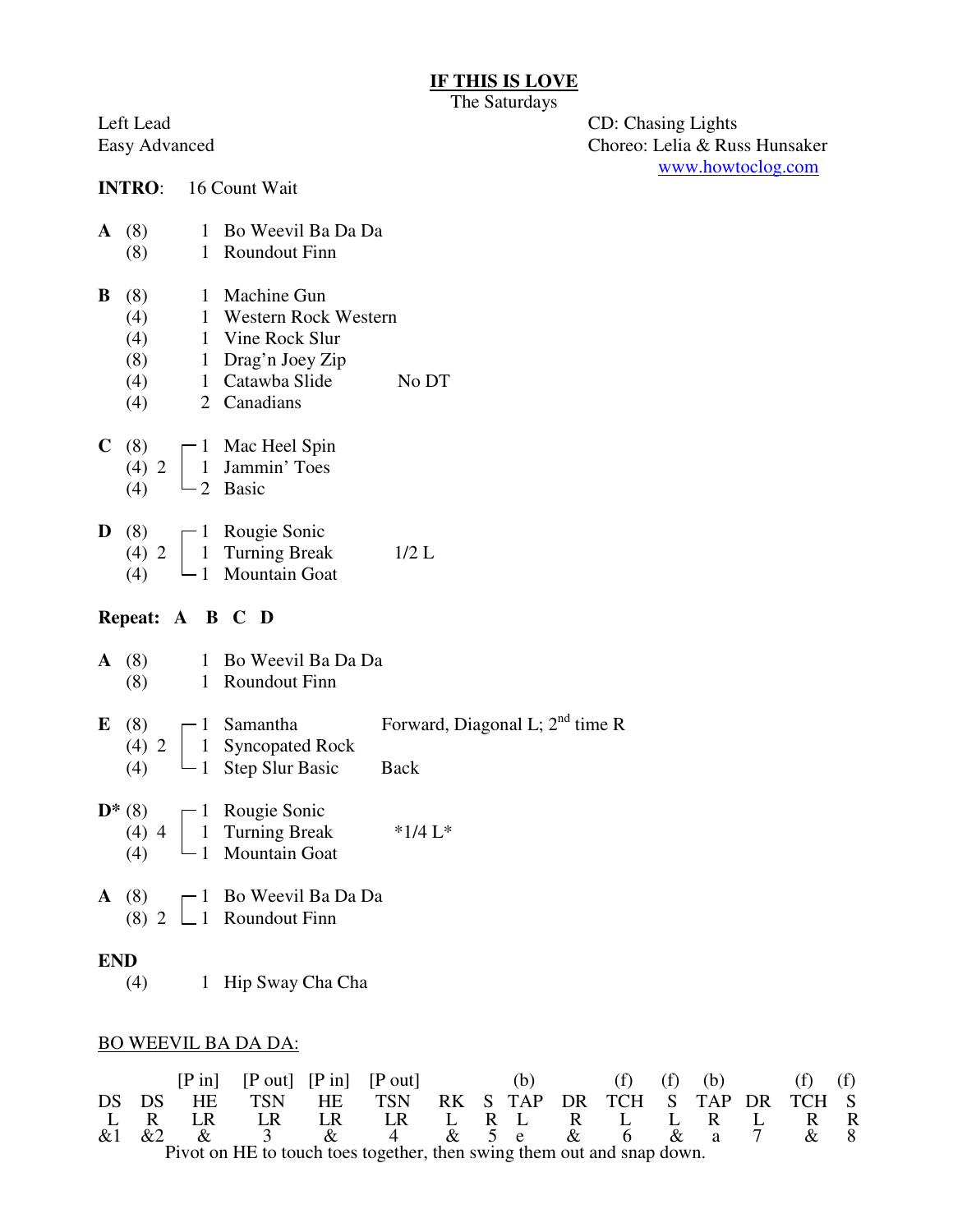# IF THIS IS LOVE

The Saturdays

Left Lead
Easy Advanced

CD: Chasing Lights
Choreo: Lelia & Russ Hunsaker
www.howtoclog.com

**INTRO**: 16 Count Wait

**A** (8) 1 Bo Weevil Ba Da Da
(8) 1 Roundout Finn

**B** (8) 1 Machine Gun
(4) 1 Western Rock Western
(4) 1 Vine Rock Slur
(8) 1 Drag'n Joey Zip
(4) 1 Catawba Slide — No DT
(4) 2 Canadians

**C** (8) ┌ 1 Mac Heel Spin
(4) 2 │ 1 Jammin' Toes
(4) └ 2 Basic

**D** (8) ┌ 1 Rougie Sonic
(4) 2 │ 1 Turning Break — 1/2 L
(4) └ 1 Mountain Goat

**Repeat: A B C D**

**A** (8) 1 Bo Weevil Ba Da Da
(8) 1 Roundout Finn

**E** (8) ┌ 1 Samantha — Forward, Diagonal L; 2nd time R
(4) 2 │ 1 Syncopated Rock
(4) └ 1 Step Slur Basic — Back

**D*** (8) ┌ 1 Rougie Sonic
(4) 4 │ 1 Turning Break — *1/4 L*
(4) └ 1 Mountain Goat

**A** (8) ┌ 1 Bo Weevil Ba Da Da
(8) 2 └ 1 Roundout Finn

**END**
(4) 1 Hip Sway Cha Cha

BO WEEVIL BA DA DA:

| | | [P in] | [P out] | [P in] | [P out] | | | (b) | | (f) | (f) | (b) | | (f) | (f) |
|---|---|---|---|---|---|---|---|---|---|---|---|---|---|---|---|
| DS | DS | HE | TSN | HE | TSN | RK | S | TAP | DR | TCH | S | TAP | DR | TCH | S |
| L | R | LR | LR | LR | LR | L | R | L | R | L | L | R | L | R | R |
| &1 | &2 | & | 3 | & | 4 | & | 5 | e | & | 6 | & | a | 7 | & | 8 |

Pivot on HE to touch toes together, then swing them out and snap down.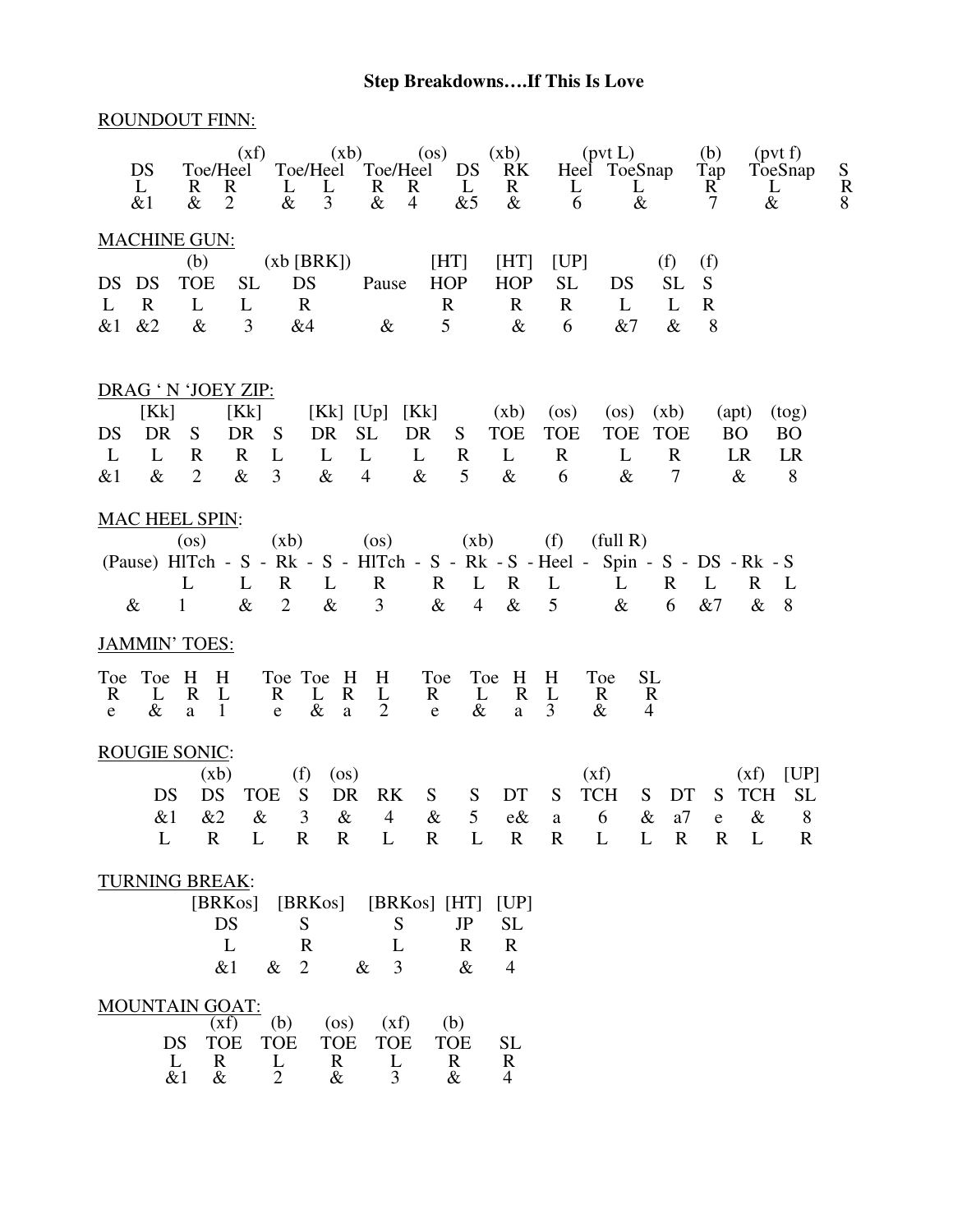# Step Breakdowns….If This Is Love

## ROUNDOUT FINN:

| | | | | | | | | | | | | | |
|---|---|---|---|---|---|---|---|---|---|---|---|---|---|
| | | (xf) | | (xb) | | (os) | | (xb) | (pvt L) | | (b) | (pvt f) | |
| DS | Toe/Heel | | Toe/Heel | | Toe/Heel | | DS | RK | Heel | ToeSnap | Tap | ToeSnap | S |
| L | R | R | L | L | R | R | L | R | L | L | R | L | R |
| &1 | & | 2 | & | 3 | & | 4 | &5 | & | 6 | & | 7 | & | 8 |

## MACHINE GUN:

| | | | | | | | | | | | |
|---|---|---|---|---|---|---|---|---|---|---|---|
| | | (b) | | (xb [BRK]) | | [HT] | [HT] | [UP] | | (f) | (f) |
| DS | DS | TOE | SL | DS | Pause | HOP | HOP | SL | DS | SL | S |
| L | R | L | L | R | | R | R | R | L | L | R |
| &1 | &2 | & | 3 | &4 | & | 5 | & | 6 | &7 | & | 8 |

## DRAG ' N 'JOEY ZIP:

| | | | | | | | | | | | | | | |
|---|---|---|---|---|---|---|---|---|---|---|---|---|---|---|
| | [Kk] | | [Kk] | | [Kk] | [Up] | [Kk] | | (xb) | (os) | (os) | (xb) | (apt) | (tog) |
| DS | DR | S | DR | S | DR | SL | DR | S | TOE | TOE | TOE | TOE | BO | BO |
| L | L | R | R | L | L | L | L | R | L | R | L | R | LR | LR |
| &1 | & | 2 | & | 3 | & | 4 | & | 5 | & | 6 | & | 7 | & | 8 |

## MAC HEEL SPIN:

| | | | | | | | | | | | | | | |
|---|---|---|---|---|---|---|---|---|---|---|---|---|---|---|
| | (os) | | (xb) | | (os) | | (xb) | | (f) | (full R) | | | | |
| (Pause) | HlTch - | S - | Rk - | S - | HlTch - | S - | Rk - | S - | Heel - | Spin - | S - | DS - | Rk - | S |
| | L | L | R | L | R | R | L | R | L | L | R | L | R | L |
| & | 1 | & | 2 | & | 3 | & | 4 | & | 5 | & | 6 | &7 | & | 8 |

## JAMMIN' TOES:

| | | | | | | | | | | | | | |
|---|---|---|---|---|---|---|---|---|---|---|---|---|---|
| Toe | Toe | H | H | Toe | Toe | H | H | Toe | Toe | H | H | Toe | SL |
| R | L | R | L | R | L | R | L | R | L | R | L | R | R |
| e | & | a | 1 | e | & | a | 2 | e | & | a | 3 | & | 4 |

## ROUGIE SONIC:

| | | | | | | | | | | | | | | | |
|---|---|---|---|---|---|---|---|---|---|---|---|---|---|---|---|
| | (xb) | | (f) | (os) | | | | | | (xf) | | | | (xf) | [UP] |
| DS | DS | TOE | S | DR | RK | S | S | DT | S | TCH | S | DT | S | TCH | SL |
| &1 | &2 | & | 3 | & | 4 | & | 5 | e& | a | 6 | & | a7 | e | & | 8 |
| L | R | L | R | R | L | R | L | R | R | L | L | R | R | L | R |

## TURNING BREAK:

| | | | | | | |
|---|---|---|---|---|---|---|
| [BRKos] | | [BRKos] | | [BRKos] | [HT] | [UP] |
| DS | | S | | S | JP | SL |
| L | | R | | L | R | R |
| &1 | & | 2 | & | 3 | & | 4 |

## MOUNTAIN GOAT:

| | | | | | | |
|---|---|---|---|---|---|---|
| | (xf) | (b) | (os) | (xf) | (b) | |
| DS | TOE | TOE | TOE | TOE | TOE | SL |
| L | R | L | R | L | R | R |
| &1 | & | 2 | & | 3 | & | 4 |